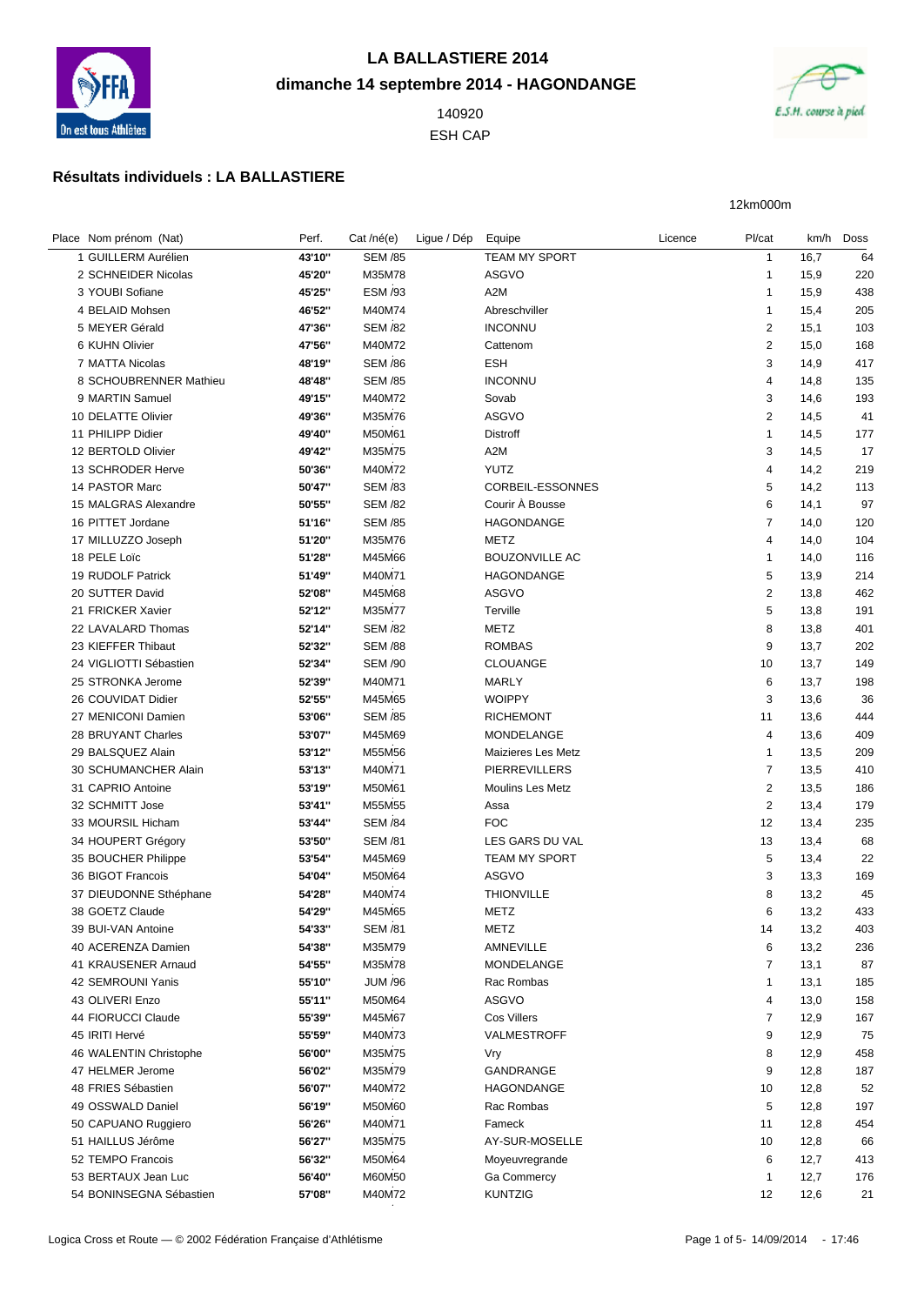# LA BALLASTIERE 2014

**dimanche 14 septembre 2014 - HAGONDANGE**

140920

ESH CAP

## Résultats individuels : LA BALLASTIERE

12km000m

| Place | Nom prénom (Nat) | Perf. | Cat /né(e) | Ligue / Dép | Equipe | Licence | Pl/cat | km/h | Doss |
|---|---|---|---|---|---|---|---|---|---|
| 1 | GUILLERM Aurélien | **43'10''** | SEM /85 | | TEAM MY SPORT | | 1 | 16,7 | 64 |
| 2 | SCHNEIDER Nicolas | **45'20''** | M35M78 | | ASGVO | | 1 | 15,9 | 220 |
| 3 | YOUBI Sofiane | **45'25''** | ESM /93 | | A2M | | 1 | 15,9 | 438 |
| 4 | BELAID Mohsen | **46'52''** | M40M74 | | Abreschviller | | 1 | 15,4 | 205 |
| 5 | MEYER Gérald | **47'36''** | SEM /82 | | INCONNU | | 2 | 15,1 | 103 |
| 6 | KUHN Olivier | **47'56''** | M40M72 | | Cattenom | | 2 | 15,0 | 168 |
| 7 | MATTA Nicolas | **48'19''** | SEM /86 | | ESH | | 3 | 14,9 | 417 |
| 8 | SCHOUBRENNER Mathieu | **48'48''** | SEM /85 | | INCONNU | | 4 | 14,8 | 135 |
| 9 | MARTIN Samuel | **49'15''** | M40M72 | | Sovab | | 3 | 14,6 | 193 |
| 10 | DELATTE Olivier | **49'36''** | M35M76 | | ASGVO | | 2 | 14,5 | 41 |
| 11 | PHILIPP Didier | **49'40''** | M50M61 | | Distroff | | 1 | 14,5 | 177 |
| 12 | BERTOLD Olivier | **49'42''** | M35M75 | | A2M | | 3 | 14,5 | 17 |
| 13 | SCHRODER Herve | **50'36''** | M40M72 | | YUTZ | | 4 | 14,2 | 219 |
| 14 | PASTOR Marc | **50'47''** | SEM /83 | | CORBEIL-ESSONNES | | 5 | 14,2 | 113 |
| 15 | MALGRAS Alexandre | **50'55''** | SEM /82 | | Courir À Bousse | | 6 | 14,1 | 97 |
| 16 | PITTET Jordane | **51'16''** | SEM /85 | | HAGONDANGE | | 7 | 14,0 | 120 |
| 17 | MILLUZZO Joseph | **51'20''** | M35M76 | | METZ | | 4 | 14,0 | 104 |
| 18 | PELE Loïc | **51'28''** | M45M66 | | BOUZONVILLE AC | | 1 | 14,0 | 116 |
| 19 | RUDOLF Patrick | **51'49''** | M40M71 | | HAGONDANGE | | 5 | 13,9 | 214 |
| 20 | SUTTER David | **52'08''** | M45M68 | | ASGVO | | 2 | 13,8 | 462 |
| 21 | FRICKER Xavier | **52'12''** | M35M77 | | Terville | | 5 | 13,8 | 191 |
| 22 | LAVALARD Thomas | **52'14''** | SEM /82 | | METZ | | 8 | 13,8 | 401 |
| 23 | KIEFFER Thibaut | **52'32''** | SEM /88 | | ROMBAS | | 9 | 13,7 | 202 |
| 24 | VIGLIOTTI Sébastien | **52'34''** | SEM /90 | | CLOUANGE | | 10 | 13,7 | 149 |
| 25 | STRONKA Jerome | **52'39''** | M40M71 | | MARLY | | 6 | 13,7 | 198 |
| 26 | COUVIDAT Didier | **52'55''** | M45M65 | | WOIPPY | | 3 | 13,6 | 36 |
| 27 | MENICONI Damien | **53'06''** | SEM /85 | | RICHEMONT | | 11 | 13,6 | 444 |
| 28 | BRUYANT Charles | **53'07''** | M45M69 | | MONDELANGE | | 4 | 13,6 | 409 |
| 29 | BALSQUEZ Alain | **53'12''** | M55M56 | | Maizieres Les Metz | | 1 | 13,5 | 209 |
| 30 | SCHUMANCHER Alain | **53'13''** | M40M71 | | PIERREVILLERS | | 7 | 13,5 | 410 |
| 31 | CAPRIO Antoine | **53'19''** | M50M61 | | Moulins Les Metz | | 2 | 13,5 | 186 |
| 32 | SCHMITT Jose | **53'41''** | M55M55 | | Assa | | 2 | 13,4 | 179 |
| 33 | MOURSIL Hicham | **53'44''** | SEM /84 | | FOC | | 12 | 13,4 | 235 |
| 34 | HOUPERT Grégory | **53'50''** | SEM /81 | | LES GARS DU VAL | | 13 | 13,4 | 68 |
| 35 | BOUCHER Philippe | **53'54''** | M45M69 | | TEAM MY SPORT | | 5 | 13,4 | 22 |
| 36 | BIGOT Francois | **54'04''** | M50M64 | | ASGVO | | 3 | 13,3 | 169 |
| 37 | DIEUDONNE Sthéphane | **54'28''** | M40M74 | | THIONVILLE | | 8 | 13,2 | 45 |
| 38 | GOETZ Claude | **54'29''** | M45M65 | | METZ | | 6 | 13,2 | 433 |
| 39 | BUI-VAN Antoine | **54'33''** | SEM /81 | | METZ | | 14 | 13,2 | 403 |
| 40 | ACERENZA Damien | **54'38''** | M35M79 | | AMNEVILLE | | 6 | 13,2 | 236 |
| 41 | KRAUSENER Arnaud | **54'55''** | M35M78 | | MONDELANGE | | 7 | 13,1 | 87 |
| 42 | SEMROUNI Yanis | **55'10''** | JUM /96 | | Rac Rombas | | 1 | 13,1 | 185 |
| 43 | OLIVERI Enzo | **55'11''** | M50M64 | | ASGVO | | 4 | 13,0 | 158 |
| 44 | FIORUCCI Claude | **55'39''** | M45M67 | | Cos Villers | | 7 | 12,9 | 167 |
| 45 | IRITI Hervé | **55'59''** | M40M73 | | VALMESTROFF | | 9 | 12,9 | 75 |
| 46 | WALENTIN Christophe | **56'00''** | M35M75 | | Vry | | 8 | 12,9 | 458 |
| 47 | HELMER Jerome | **56'02''** | M35M79 | | GANDRANGE | | 9 | 12,8 | 187 |
| 48 | FRIES Sébastien | **56'07''** | M40M72 | | HAGONDANGE | | 10 | 12,8 | 52 |
| 49 | OSSWALD Daniel | **56'19''** | M50M60 | | Rac Rombas | | 5 | 12,8 | 197 |
| 50 | CAPUANO Ruggiero | **56'26''** | M40M71 | | Fameck | | 11 | 12,8 | 454 |
| 51 | HAILLUS Jérôme | **56'27''** | M35M75 | | AY-SUR-MOSELLE | | 10 | 12,8 | 66 |
| 52 | TEMPO Francois | **56'32''** | M50M64 | | Moyeuvregrande | | 6 | 12,7 | 413 |
| 53 | BERTAUX Jean Luc | **56'40''** | M60M50 | | Ga Commercy | | 1 | 12,7 | 176 |
| 54 | BONINSEGNA Sébastien | **57'08''** | M40M72 | | KUNTZIG | | 12 | 12,6 | 21 |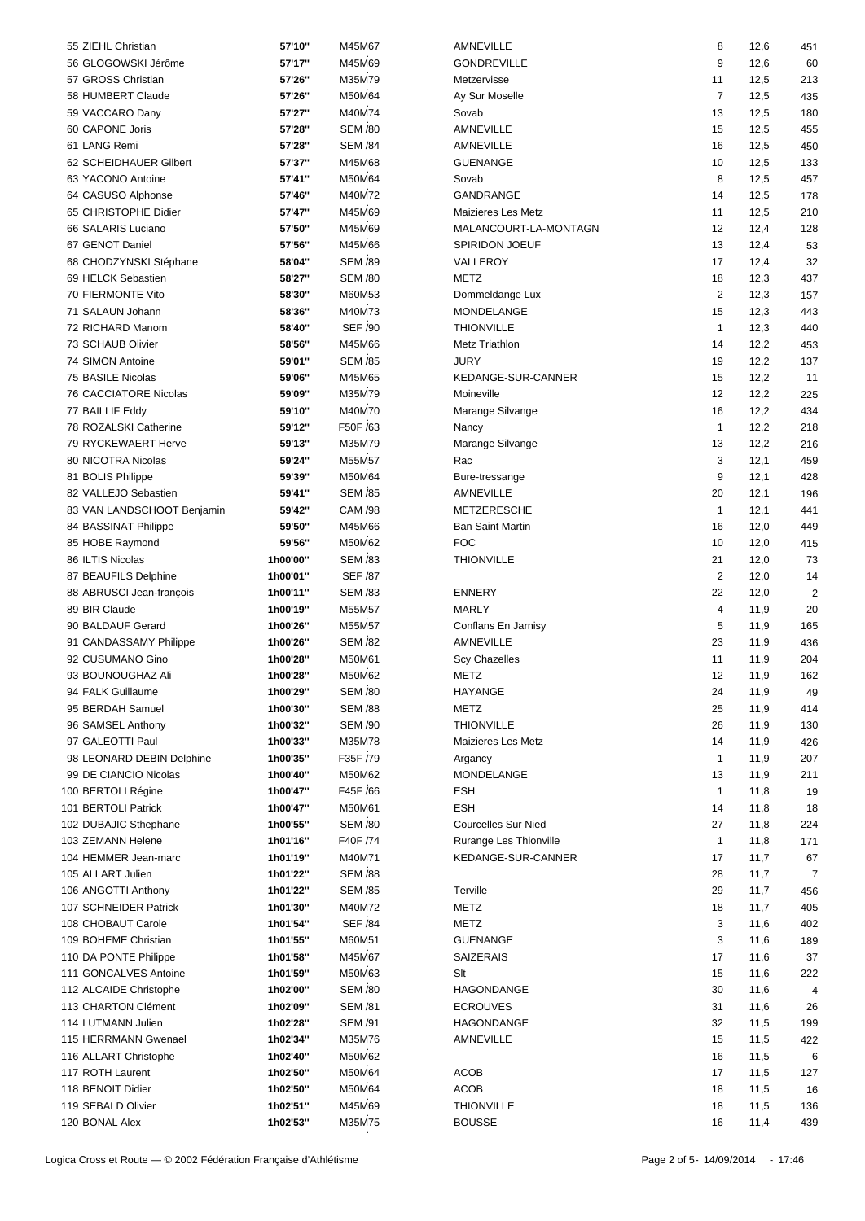| | | | | | | |
|---|---|---|---|---|---|---|
| 55 ZIEHL Christian | 57'10'' | M45M67 | AMNEVILLE | 8 | 12,6 | 451 |
| 56 GLOGOWSKI Jérôme | 57'17'' | M45M69 | GONDREVILLE | 9 | 12,6 | 60 |
| 57 GROSS Christian | 57'26'' | M35M79 | Metzervisse | 11 | 12,5 | 213 |
| 58 HUMBERT Claude | 57'26'' | M50M64 | Ay Sur Moselle | 7 | 12,5 | 435 |
| 59 VACCARO Dany | 57'27'' | M40M74 | Sovab | 13 | 12,5 | 180 |
| 60 CAPONE Joris | 57'28'' | SEM /80 | AMNEVILLE | 15 | 12,5 | 455 |
| 61 LANG Remi | 57'28'' | SEM /84 | AMNEVILLE | 16 | 12,5 | 450 |
| 62 SCHEIDHAUER Gilbert | 57'37'' | M45M68 | GUENANGE | 10 | 12,5 | 133 |
| 63 YACONO Antoine | 57'41'' | M50M64 | Sovab | 8 | 12,5 | 457 |
| 64 CASUSO Alphonse | 57'46'' | M40M72 | GANDRANGE | 14 | 12,5 | 178 |
| 65 CHRISTOPHE Didier | 57'47'' | M45M69 | Maizieres Les Metz | 11 | 12,5 | 210 |
| 66 SALARIS Luciano | 57'50'' | M45M69 | MALANCOURT-LA-MONTAGN | 12 | 12,4 | 128 |
| 67 GENOT Daniel | 57'56'' | M45M66 | SPIRIDON JOEUF | 13 | 12,4 | 53 |
| 68 CHODZYNSKI Stéphane | 58'04'' | SEM /89 | VALLEROY | 17 | 12,4 | 32 |
| 69 HELCK Sebastien | 58'27'' | SEM /80 | METZ | 18 | 12,3 | 437 |
| 70 FIERMONTE Vito | 58'30'' | M60M53 | Dommeldange Lux | 2 | 12,3 | 157 |
| 71 SALAUN Johann | 58'36'' | M40M73 | MONDELANGE | 15 | 12,3 | 443 |
| 72 RICHARD Manom | 58'40'' | SEF /90 | THIONVILLE | 1 | 12,3 | 440 |
| 73 SCHAUB Olivier | 58'56'' | M45M66 | Metz Triathlon | 14 | 12,2 | 453 |
| 74 SIMON Antoine | 59'01'' | SEM /85 | JURY | 19 | 12,2 | 137 |
| 75 BASILE Nicolas | 59'06'' | M45M65 | KEDANGE-SUR-CANNER | 15 | 12,2 | 11 |
| 76 CACCIATORE Nicolas | 59'09'' | M35M79 | Moineville | 12 | 12,2 | 225 |
| 77 BAILLIF Eddy | 59'10'' | M40M70 | Marange Silvange | 16 | 12,2 | 434 |
| 78 ROZALSKI Catherine | 59'12'' | F50F /63 | Nancy | 1 | 12,2 | 218 |
| 79 RYCKEWAERT Herve | 59'13'' | M35M79 | Marange Silvange | 13 | 12,2 | 216 |
| 80 NICOTRA Nicolas | 59'24'' | M55M57 | Rac | 3 | 12,1 | 459 |
| 81 BOLIS Philippe | 59'39'' | M50M64 | Bure-tressange | 9 | 12,1 | 428 |
| 82 VALLEJO Sebastien | 59'41'' | SEM /85 | AMNEVILLE | 20 | 12,1 | 196 |
| 83 VAN LANDSCHOOT Benjamin | 59'42'' | CAM /98 | METZERESCHE | 1 | 12,1 | 441 |
| 84 BASSINAT Philippe | 59'50'' | M45M66 | Ban Saint Martin | 16 | 12,0 | 449 |
| 85 HOBE Raymond | 59'56'' | M50M62 | FOC | 10 | 12,0 | 415 |
| 86 ILTIS Nicolas | 1h00'00'' | SEM /83 | THIONVILLE | 21 | 12,0 | 73 |
| 87 BEAUFILS Delphine | 1h00'01'' | SEF /87 | | 2 | 12,0 | 14 |
| 88 ABRUSCI Jean-françois | 1h00'11'' | SEM /83 | ENNERY | 22 | 12,0 | 2 |
| 89 BIR Claude | 1h00'19'' | M55M57 | MARLY | 4 | 11,9 | 20 |
| 90 BALDAUF Gerard | 1h00'26'' | M55M57 | Conflans En Jarnisy | 5 | 11,9 | 165 |
| 91 CANDASSAMY Philippe | 1h00'26'' | SEM /82 | AMNEVILLE | 23 | 11,9 | 436 |
| 92 CUSUMANO Gino | 1h00'28'' | M50M61 | Scy Chazelles | 11 | 11,9 | 204 |
| 93 BOUNOUGHAZ Ali | 1h00'28'' | M50M62 | METZ | 12 | 11,9 | 162 |
| 94 FALK Guillaume | 1h00'29'' | SEM /80 | HAYANGE | 24 | 11,9 | 49 |
| 95 BERDAH Samuel | 1h00'30'' | SEM /88 | METZ | 25 | 11,9 | 414 |
| 96 SAMSEL Anthony | 1h00'32'' | SEM /90 | THIONVILLE | 26 | 11,9 | 130 |
| 97 GALEOTTI Paul | 1h00'33'' | M35M78 | Maizieres Les Metz | 14 | 11,9 | 426 |
| 98 LEONARD DEBIN Delphine | 1h00'35'' | F35F /79 | Argancy | 1 | 11,9 | 207 |
| 99 DE CIANCIO Nicolas | 1h00'40'' | M50M62 | MONDELANGE | 13 | 11,9 | 211 |
| 100 BERTOLI Régine | 1h00'47'' | F45F /66 | ESH | 1 | 11,8 | 19 |
| 101 BERTOLI Patrick | 1h00'47'' | M50M61 | ESH | 14 | 11,8 | 18 |
| 102 DUBAJIC Sthephane | 1h00'55'' | SEM /80 | Courcelles Sur Nied | 27 | 11,8 | 224 |
| 103 ZEMANN Helene | 1h01'16'' | F40F /74 | Rurange Les Thionville | 1 | 11,8 | 171 |
| 104 HEMMER Jean-marc | 1h01'19'' | M40M71 | KEDANGE-SUR-CANNER | 17 | 11,7 | 67 |
| 105 ALLART Julien | 1h01'22'' | SEM /88 | | 28 | 11,7 | 7 |
| 106 ANGOTTI Anthony | 1h01'22'' | SEM /85 | Terville | 29 | 11,7 | 456 |
| 107 SCHNEIDER Patrick | 1h01'30'' | M40M72 | METZ | 18 | 11,7 | 405 |
| 108 CHOBAUT Carole | 1h01'54'' | SEF /84 | METZ | 3 | 11,6 | 402 |
| 109 BOHEME Christian | 1h01'55'' | M60M51 | GUENANGE | 3 | 11,6 | 189 |
| 110 DA PONTE Philippe | 1h01'58'' | M45M67 | SAIZERAIS | 17 | 11,6 | 37 |
| 111 GONCALVES Antoine | 1h01'59'' | M50M63 | Slt | 15 | 11,6 | 222 |
| 112 ALCAIDE Christophe | 1h02'00'' | SEM /80 | HAGONDANGE | 30 | 11,6 | 4 |
| 113 CHARTON Clément | 1h02'09'' | SEM /81 | ECROUVES | 31 | 11,6 | 26 |
| 114 LUTMANN Julien | 1h02'28'' | SEM /91 | HAGONDANGE | 32 | 11,5 | 199 |
| 115 HERRMANN Gwenael | 1h02'34'' | M35M76 | AMNEVILLE | 15 | 11,5 | 422 |
| 116 ALLART Christophe | 1h02'40'' | M50M62 | | 16 | 11,5 | 6 |
| 117 ROTH Laurent | 1h02'50'' | M50M64 | ACOB | 17 | 11,5 | 127 |
| 118 BENOIT Didier | 1h02'50'' | M50M64 | ACOB | 18 | 11,5 | 16 |
| 119 SEBALD Olivier | 1h02'51'' | M45M69 | THIONVILLE | 18 | 11,5 | 136 |
| 120 BONAL Alex | 1h02'53'' | M35M75 | BOUSSE | 16 | 11,4 | 439 |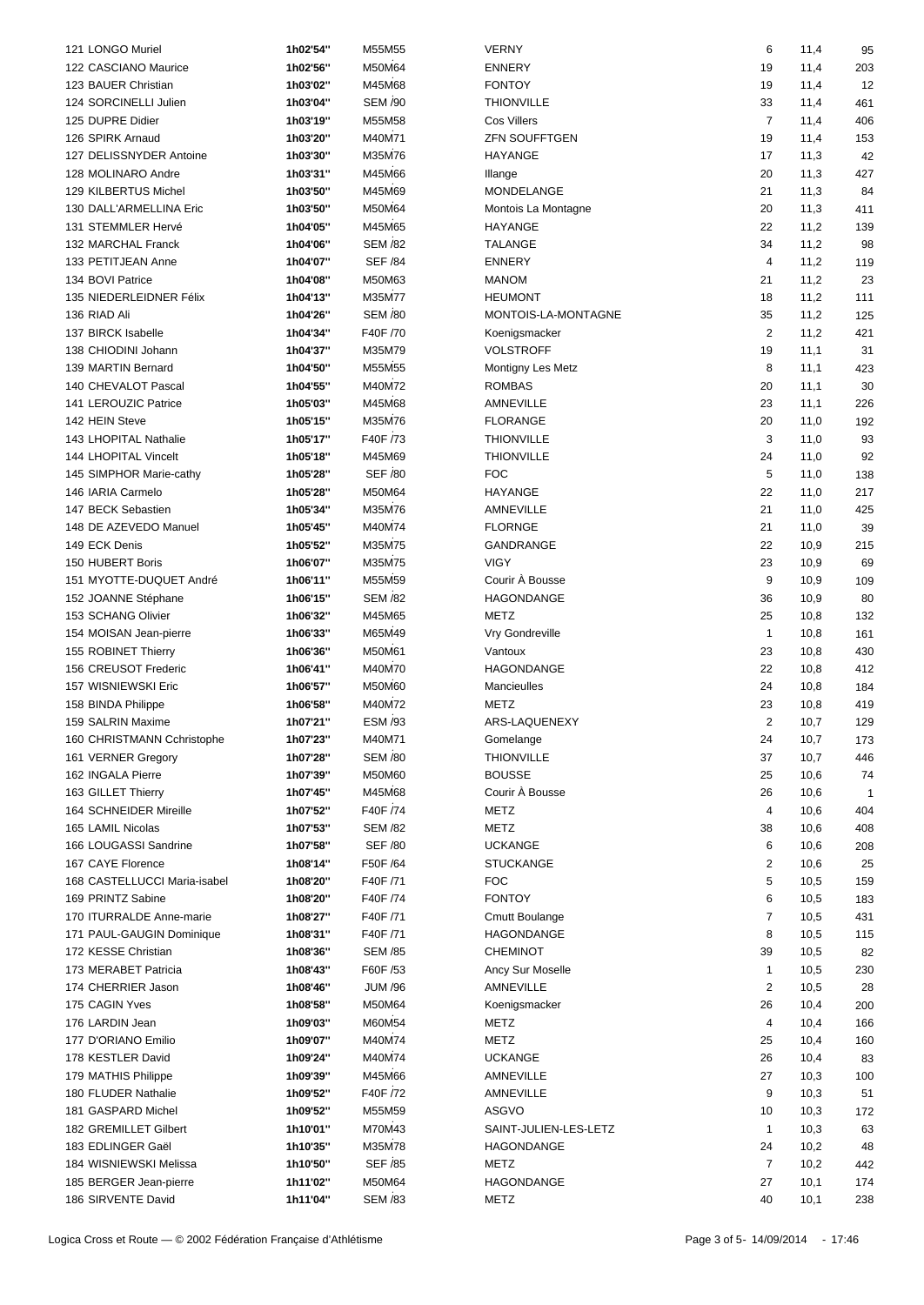| | | | | | | |
|---|---|---|---|---|---|---|
| 121 LONGO Muriel | 1h02'54'' | M55M55 | VERNY | 6 | 11,4 | 95 |
| 122 CASCIANO Maurice | 1h02'56'' | M50M64 | ENNERY | 19 | 11,4 | 203 |
| 123 BAUER Christian | 1h03'02'' | M45M68 | FONTOY | 19 | 11,4 | 12 |
| 124 SORCINELLI Julien | 1h03'04'' | SEM /90 | THIONVILLE | 33 | 11,4 | 461 |
| 125 DUPRE Didier | 1h03'19'' | M55M58 | Cos Villers | 7 | 11,4 | 406 |
| 126 SPIRK Arnaud | 1h03'20'' | M40M71 | ZFN SOUFFTGEN | 19 | 11,4 | 153 |
| 127 DELISSNYDER Antoine | 1h03'30'' | M35M76 | HAYANGE | 17 | 11,3 | 42 |
| 128 MOLINARO Andre | 1h03'31'' | M45M66 | Illange | 20 | 11,3 | 427 |
| 129 KILBERTUS Michel | 1h03'50'' | M45M69 | MONDELANGE | 21 | 11,3 | 84 |
| 130 DALL'ARMELLINA Eric | 1h03'50'' | M50M64 | Montois La Montagne | 20 | 11,3 | 411 |
| 131 STEMMLER Hervé | 1h04'05'' | M45M65 | HAYANGE | 22 | 11,2 | 139 |
| 132 MARCHAL Franck | 1h04'06'' | SEM /82 | TALANGE | 34 | 11,2 | 98 |
| 133 PETITJEAN Anne | 1h04'07'' | SEF /84 | ENNERY | 4 | 11,2 | 119 |
| 134 BOVI Patrice | 1h04'08'' | M50M63 | MANOM | 21 | 11,2 | 23 |
| 135 NIEDERLEIDNER Félix | 1h04'13'' | M35M77 | HEUMONT | 18 | 11,2 | 111 |
| 136 RIAD Ali | 1h04'26'' | SEM /80 | MONTOIS-LA-MONTAGNE | 35 | 11,2 | 125 |
| 137 BIRCK Isabelle | 1h04'34'' | F40F /70 | Koenigsmacker | 2 | 11,2 | 421 |
| 138 CHIODINI Johann | 1h04'37'' | M35M79 | VOLSTROFF | 19 | 11,1 | 31 |
| 139 MARTIN Bernard | 1h04'50'' | M55M55 | Montigny Les Metz | 8 | 11,1 | 423 |
| 140 CHEVALOT Pascal | 1h04'55'' | M40M72 | ROMBAS | 20 | 11,1 | 30 |
| 141 LEROUZIC Patrice | 1h05'03'' | M45M68 | AMNEVILLE | 23 | 11,1 | 226 |
| 142 HEIN Steve | 1h05'15'' | M35M76 | FLORANGE | 20 | 11,0 | 192 |
| 143 LHOPITAL Nathalie | 1h05'17'' | F40F /73 | THIONVILLE | 3 | 11,0 | 93 |
| 144 LHOPITAL Vincelt | 1h05'18'' | M45M69 | THIONVILLE | 24 | 11,0 | 92 |
| 145 SIMPHOR Marie-cathy | 1h05'28'' | SEF /80 | FOC | 5 | 11,0 | 138 |
| 146 IARIA Carmelo | 1h05'28'' | M50M64 | HAYANGE | 22 | 11,0 | 217 |
| 147 BECK Sebastien | 1h05'34'' | M35M76 | AMNEVILLE | 21 | 11,0 | 425 |
| 148 DE AZEVEDO Manuel | 1h05'45'' | M40M74 | FLORNGE | 21 | 11,0 | 39 |
| 149 ECK Denis | 1h05'52'' | M35M75 | GANDRANGE | 22 | 10,9 | 215 |
| 150 HUBERT Boris | 1h06'07'' | M35M75 | VIGY | 23 | 10,9 | 69 |
| 151 MYOTTE-DUQUET André | 1h06'11'' | M55M59 | Courir À Bousse | 9 | 10,9 | 109 |
| 152 JOANNE Stéphane | 1h06'15'' | SEM /82 | HAGONDANGE | 36 | 10,9 | 80 |
| 153 SCHANG Olivier | 1h06'32'' | M45M65 | METZ | 25 | 10,8 | 132 |
| 154 MOISAN Jean-pierre | 1h06'33'' | M65M49 | Vry Gondreville | 1 | 10,8 | 161 |
| 155 ROBINET Thierry | 1h06'36'' | M50M61 | Vantoux | 23 | 10,8 | 430 |
| 156 CREUSOT Frederic | 1h06'41'' | M40M70 | HAGONDANGE | 22 | 10,8 | 412 |
| 157 WISNIEWSKI Eric | 1h06'57'' | M50M60 | Mancieulles | 24 | 10,8 | 184 |
| 158 BINDA Philippe | 1h06'58'' | M40M72 | METZ | 23 | 10,8 | 419 |
| 159 SALRIN Maxime | 1h07'21'' | ESM /93 | ARS-LAQUENEXY | 2 | 10,7 | 129 |
| 160 CHRISTMANN Cchristophe | 1h07'23'' | M40M71 | Gomelange | 24 | 10,7 | 173 |
| 161 VERNER Gregory | 1h07'28'' | SEM /80 | THIONVILLE | 37 | 10,7 | 446 |
| 162 INGALA Pierre | 1h07'39'' | M50M60 | BOUSSE | 25 | 10,6 | 74 |
| 163 GILLET Thierry | 1h07'45'' | M45M68 | Courir À Bousse | 26 | 10,6 | 1 |
| 164 SCHNEIDER Mireille | 1h07'52'' | F40F /74 | METZ | 4 | 10,6 | 404 |
| 165 LAMIL Nicolas | 1h07'53'' | SEM /82 | METZ | 38 | 10,6 | 408 |
| 166 LOUGASSI Sandrine | 1h07'58'' | SEF /80 | UCKANGE | 6 | 10,6 | 208 |
| 167 CAYE Florence | 1h08'14'' | F50F /64 | STUCKANGE | 2 | 10,6 | 25 |
| 168 CASTELLUCCI Maria-isabel | 1h08'20'' | F40F /71 | FOC | 5 | 10,5 | 159 |
| 169 PRINTZ Sabine | 1h08'20'' | F40F /74 | FONTOY | 6 | 10,5 | 183 |
| 170 ITURRALDE Anne-marie | 1h08'27'' | F40F /71 | Cmutt Boulange | 7 | 10,5 | 431 |
| 171 PAUL-GAUGIN Dominique | 1h08'31'' | F40F /71 | HAGONDANGE | 8 | 10,5 | 115 |
| 172 KESSE Christian | 1h08'36'' | SEM /85 | CHEMINOT | 39 | 10,5 | 82 |
| 173 MERABET Patricia | 1h08'43'' | F60F /53 | Ancy Sur Moselle | 1 | 10,5 | 230 |
| 174 CHERRIER Jason | 1h08'46'' | JUM /96 | AMNEVILLE | 2 | 10,5 | 28 |
| 175 CAGIN Yves | 1h08'58'' | M50M64 | Koenigsmacker | 26 | 10,4 | 200 |
| 176 LARDIN Jean | 1h09'03'' | M60M54 | METZ | 4 | 10,4 | 166 |
| 177 D'ORIANO Emilio | 1h09'07'' | M40M74 | METZ | 25 | 10,4 | 160 |
| 178 KESTLER David | 1h09'24'' | M40M74 | UCKANGE | 26 | 10,4 | 83 |
| 179 MATHIS Philippe | 1h09'39'' | M45M66 | AMNEVILLE | 27 | 10,3 | 100 |
| 180 FLUDER Nathalie | 1h09'52'' | F40F /72 | AMNEVILLE | 9 | 10,3 | 51 |
| 181 GASPARD Michel | 1h09'52'' | M55M59 | ASGVO | 10 | 10,3 | 172 |
| 182 GREMILLET Gilbert | 1h10'01'' | M70M43 | SAINT-JULIEN-LES-LETZ | 1 | 10,3 | 63 |
| 183 EDLINGER Gaël | 1h10'35'' | M35M78 | HAGONDANGE | 24 | 10,2 | 48 |
| 184 WISNIEWSKI Melissa | 1h10'50'' | SEF /85 | METZ | 7 | 10,2 | 442 |
| 185 BERGER Jean-pierre | 1h11'02'' | M50M64 | HAGONDANGE | 27 | 10,1 | 174 |
| 186 SIRVENTE David | 1h11'04'' | SEM /83 | METZ | 40 | 10,1 | 238 |

Logica Cross et Route — © 2002 Fédération Française d'Athlétisme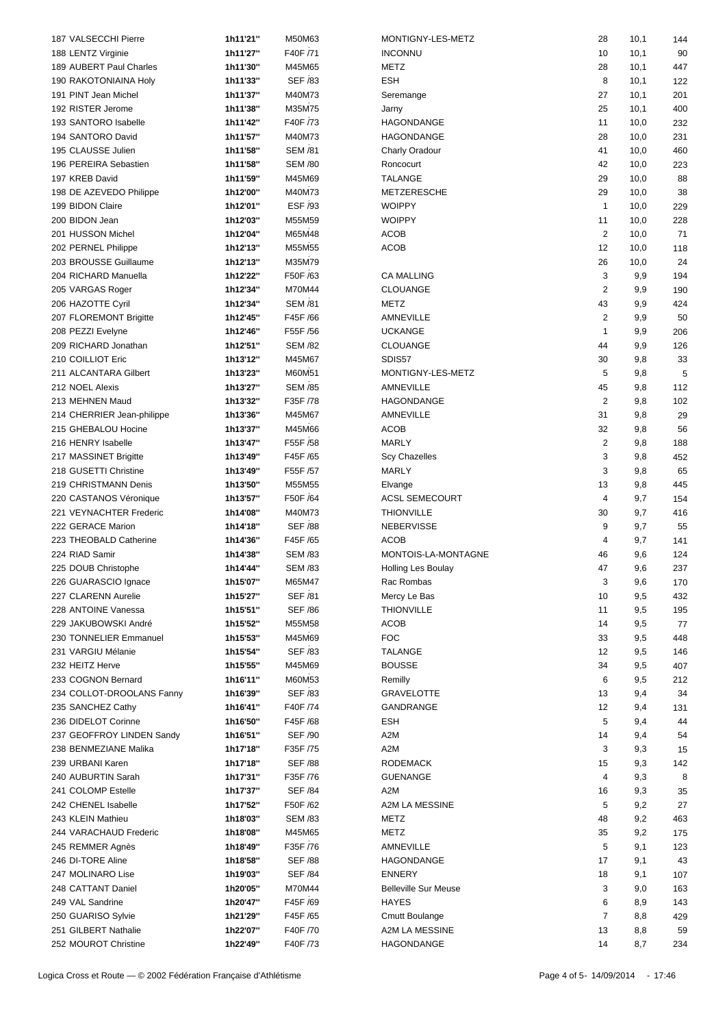| | | | | | | |
|---|---|---|---|---|---|---|
| 187 VALSECCHI Pierre | **1h11'21''** | M50M63 | MONTIGNY-LES-METZ | 28 | 10,1 | 144 |
| 188 LENTZ Virginie | **1h11'27''** | F40F /71 | INCONNU | 10 | 10,1 | 90 |
| 189 AUBERT Paul Charles | **1h11'30''** | M45M65 | METZ | 28 | 10,1 | 447 |
| 190 RAKOTONIAINA Holy | **1h11'33''** | SEF /83 | ESH | 8 | 10,1 | 122 |
| 191 PINT Jean Michel | **1h11'37''** | M40M73 | Seremange | 27 | 10,1 | 201 |
| 192 RISTER Jerome | **1h11'38''** | M35M75 | Jarny | 25 | 10,1 | 400 |
| 193 SANTORO Isabelle | **1h11'42''** | F40F /73 | HAGONDANGE | 11 | 10,0 | 232 |
| 194 SANTORO David | **1h11'57''** | M40M73 | HAGONDANGE | 28 | 10,0 | 231 |
| 195 CLAUSSE Julien | **1h11'58''** | SEM /81 | Charly Oradour | 41 | 10,0 | 460 |
| 196 PEREIRA Sebastien | **1h11'58''** | SEM /80 | Roncocurt | 42 | 10,0 | 223 |
| 197 KREB David | **1h11'59''** | M45M69 | TALANGE | 29 | 10,0 | 88 |
| 198 DE AZEVEDO Philippe | **1h12'00''** | M40M73 | METZERESCHE | 29 | 10,0 | 38 |
| 199 BIDON Claire | **1h12'01''** | ESF /93 | WOIPPY | 1 | 10,0 | 229 |
| 200 BIDON Jean | **1h12'03''** | M55M59 | WOIPPY | 11 | 10,0 | 228 |
| 201 HUSSON Michel | **1h12'04''** | M65M48 | ACOB | 2 | 10,0 | 71 |
| 202 PERNEL Philippe | **1h12'13''** | M55M55 | ACOB | 12 | 10,0 | 118 |
| 203 BROUSSE Guillaume | **1h12'13''** | M35M79 | | 26 | 10,0 | 24 |
| 204 RICHARD Manuella | **1h12'22''** | F50F /63 | CA MALLING | 3 | 9,9 | 194 |
| 205 VARGAS Roger | **1h12'34''** | M70M44 | CLOUANGE | 2 | 9,9 | 190 |
| 206 HAZOTTE Cyril | **1h12'34''** | SEM /81 | METZ | 43 | 9,9 | 424 |
| 207 FLOREMONT Brigitte | **1h12'45''** | F45F /66 | AMNEVILLE | 2 | 9,9 | 50 |
| 208 PEZZI Evelyne | **1h12'46''** | F55F /56 | UCKANGE | 1 | 9,9 | 206 |
| 209 RICHARD Jonathan | **1h12'51''** | SEM /82 | CLOUANGE | 44 | 9,9 | 126 |
| 210 COILLIOT Eric | **1h13'12''** | M45M67 | SDIS57 | 30 | 9,8 | 33 |
| 211 ALCANTARA Gilbert | **1h13'23''** | M60M51 | MONTIGNY-LES-METZ | 5 | 9,8 | 5 |
| 212 NOEL Alexis | **1h13'27''** | SEM /85 | AMNEVILLE | 45 | 9,8 | 112 |
| 213 MEHNEN Maud | **1h13'32''** | F35F /78 | HAGONDANGE | 2 | 9,8 | 102 |
| 214 CHERRIER Jean-philippe | **1h13'36''** | M45M67 | AMNEVILLE | 31 | 9,8 | 29 |
| 215 GHEBALOU Hocine | **1h13'37''** | M45M66 | ACOB | 32 | 9,8 | 56 |
| 216 HENRY Isabelle | **1h13'47''** | F55F /58 | MARLY | 2 | 9,8 | 188 |
| 217 MASSINET Brigitte | **1h13'49''** | F45F /65 | Scy Chazelles | 3 | 9,8 | 452 |
| 218 GUSETTI Christine | **1h13'49''** | F55F /57 | MARLY | 3 | 9,8 | 65 |
| 219 CHRISTMANN Denis | **1h13'50''** | M55M55 | Elvange | 13 | 9,8 | 445 |
| 220 CASTANOS Véronique | **1h13'57''** | F50F /64 | ACSL SEMECOURT | 4 | 9,7 | 154 |
| 221 VEYNACHTER Frederic | **1h14'08''** | M40M73 | THIONVILLE | 30 | 9,7 | 416 |
| 222 GERACE Marion | **1h14'18''** | SEF /88 | NEBERVISSE | 9 | 9,7 | 55 |
| 223 THEOBALD Catherine | **1h14'36''** | F45F /65 | ACOB | 4 | 9,7 | 141 |
| 224 RIAD Samir | **1h14'38''** | SEM /83 | MONTOIS-LA-MONTAGNE | 46 | 9,6 | 124 |
| 225 DOUB Christophe | **1h14'44''** | SEM /83 | Holling Les Boulay | 47 | 9,6 | 237 |
| 226 GUARASCIO Ignace | **1h15'07''** | M65M47 | Rac Rombas | 3 | 9,6 | 170 |
| 227 CLARENN Aurelie | **1h15'27''** | SEF /81 | Mercy Le Bas | 10 | 9,5 | 432 |
| 228 ANTOINE Vanessa | **1h15'51''** | SEF /86 | THIONVILLE | 11 | 9,5 | 195 |
| 229 JAKUBOWSKI André | **1h15'52''** | M55M58 | ACOB | 14 | 9,5 | 77 |
| 230 TONNELIER Emmanuel | **1h15'53''** | M45M69 | FOC | 33 | 9,5 | 448 |
| 231 VARGIU Mélanie | **1h15'54''** | SEF /83 | TALANGE | 12 | 9,5 | 146 |
| 232 HEITZ Herve | **1h15'55''** | M45M69 | BOUSSE | 34 | 9,5 | 407 |
| 233 COGNON Bernard | **1h16'11''** | M60M53 | Remilly | 6 | 9,5 | 212 |
| 234 COLLOT-DROOLANS Fanny | **1h16'39''** | SEF /83 | GRAVELOTTE | 13 | 9,4 | 34 |
| 235 SANCHEZ Cathy | **1h16'41''** | F40F /74 | GANDRANGE | 12 | 9,4 | 131 |
| 236 DIDELOT Corinne | **1h16'50''** | F45F /68 | ESH | 5 | 9,4 | 44 |
| 237 GEOFFROY LINDEN Sandy | **1h16'51''** | SEF /90 | A2M | 14 | 9,4 | 54 |
| 238 BENMEZIANE Malika | **1h17'18''** | F35F /75 | A2M | 3 | 9,3 | 15 |
| 239 URBANI Karen | **1h17'18''** | SEF /88 | RODEMACK | 15 | 9,3 | 142 |
| 240 AUBURTIN Sarah | **1h17'31''** | F35F /76 | GUENANGE | 4 | 9,3 | 8 |
| 241 COLOMP Estelle | **1h17'37''** | SEF /84 | A2M | 16 | 9,3 | 35 |
| 242 CHENEL Isabelle | **1h17'52''** | F50F /62 | A2M LA MESSINE | 5 | 9,2 | 27 |
| 243 KLEIN Mathieu | **1h18'03''** | SEM /83 | METZ | 48 | 9,2 | 463 |
| 244 VARACHAUD Frederic | **1h18'08''** | M45M65 | METZ | 35 | 9,2 | 175 |
| 245 REMMER Agnès | **1h18'49''** | F35F /76 | AMNEVILLE | 5 | 9,1 | 123 |
| 246 DI-TORE Aline | **1h18'58''** | SEF /88 | HAGONDANGE | 17 | 9,1 | 43 |
| 247 MOLINARO Lise | **1h19'03''** | SEF /84 | ENNERY | 18 | 9,1 | 107 |
| 248 CATTANT Daniel | **1h20'05''** | M70M44 | Belleville Sur Meuse | 3 | 9,0 | 163 |
| 249 VAL Sandrine | **1h20'47''** | F45F /69 | HAYES | 6 | 8,9 | 143 |
| 250 GUARISO Sylvie | **1h21'29''** | F45F /65 | Cmutt Boulange | 7 | 8,8 | 429 |
| 251 GILBERT Nathalie | **1h22'07''** | F40F /70 | A2M LA MESSINE | 13 | 8,8 | 59 |
| 252 MOUROT Christine | **1h22'49''** | F40F /73 | HAGONDANGE | 14 | 8,7 | 234 |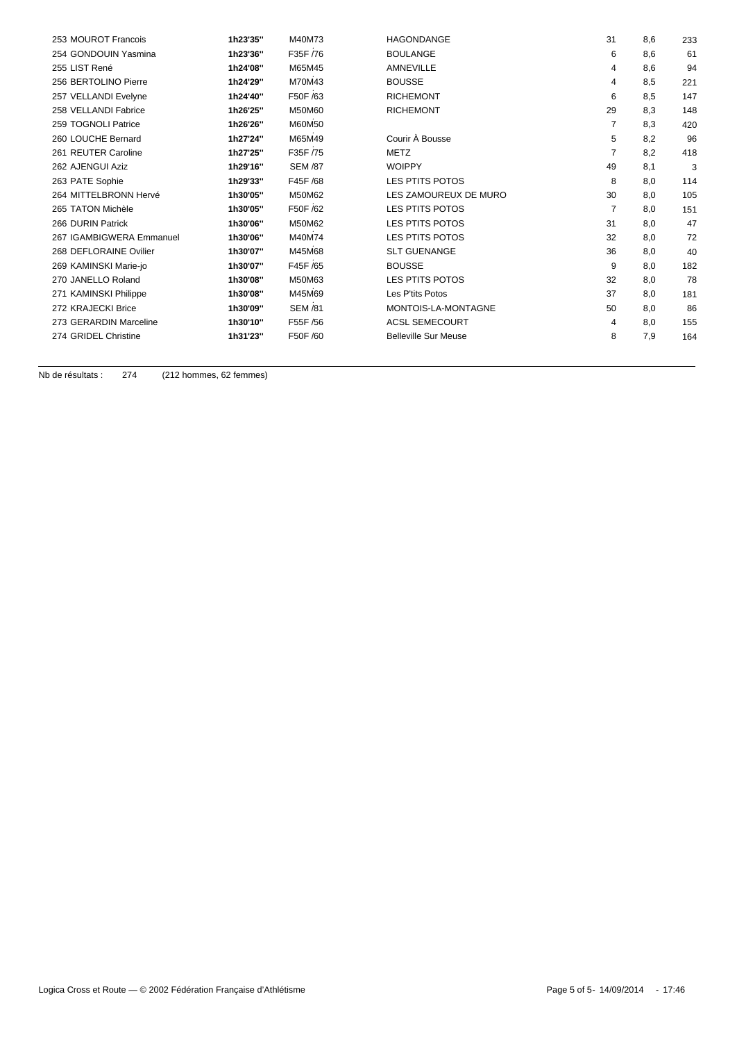| | | | | | | |
|---|---|---|---|---|---|---|
| 253 MOUROT Francois | 1h23'35'' | M40M73 | HAGONDANGE | 31 | 8,6 | 233 |
| 254 GONDOUIN Yasmina | 1h23'36'' | F35F /76 | BOULANGE | 6 | 8,6 | 61 |
| 255 LIST René | 1h24'08'' | M65M45 | AMNEVILLE | 4 | 8,6 | 94 |
| 256 BERTOLINO Pierre | 1h24'29'' | M70M43 | BOUSSE | 4 | 8,5 | 221 |
| 257 VELLANDI Evelyne | 1h24'40'' | F50F /63 | RICHEMONT | 6 | 8,5 | 147 |
| 258 VELLANDI Fabrice | 1h26'25'' | M50M60 | RICHEMONT | 29 | 8,3 | 148 |
| 259 TOGNOLI Patrice | 1h26'26'' | M60M50 | | 7 | 8,3 | 420 |
| 260 LOUCHE Bernard | 1h27'24'' | M65M49 | Courir À Bousse | 5 | 8,2 | 96 |
| 261 REUTER Caroline | 1h27'25'' | F35F /75 | METZ | 7 | 8,2 | 418 |
| 262 AJENGUI Aziz | 1h29'16'' | SEM /87 | WOIPPY | 49 | 8,1 | 3 |
| 263 PATE Sophie | 1h29'33'' | F45F /68 | LES PTITS POTOS | 8 | 8,0 | 114 |
| 264 MITTELBRONN Hervé | 1h30'05'' | M50M62 | LES ZAMOUREUX DE MURO | 30 | 8,0 | 105 |
| 265 TATON Michèle | 1h30'05'' | F50F /62 | LES PTITS POTOS | 7 | 8,0 | 151 |
| 266 DURIN Patrick | 1h30'06'' | M50M62 | LES PTITS POTOS | 31 | 8,0 | 47 |
| 267 IGAMBIGWERA Emmanuel | 1h30'06'' | M40M74 | LES PTITS POTOS | 32 | 8,0 | 72 |
| 268 DEFLORAINE Ovilier | 1h30'07'' | M45M68 | SLT GUENANGE | 36 | 8,0 | 40 |
| 269 KAMINSKI Marie-jo | 1h30'07'' | F45F /65 | BOUSSE | 9 | 8,0 | 182 |
| 270 JANELLO Roland | 1h30'08'' | M50M63 | LES PTITS POTOS | 32 | 8,0 | 78 |
| 271 KAMINSKI Philippe | 1h30'08'' | M45M69 | Les P'tits Potos | 37 | 8,0 | 181 |
| 272 KRAJECKI Brice | 1h30'09'' | SEM /81 | MONTOIS-LA-MONTAGNE | 50 | 8,0 | 86 |
| 273 GERARDIN Marceline | 1h30'10'' | F55F /56 | ACSL SEMECOURT | 4 | 8,0 | 155 |
| 274 GRIDEL Christine | 1h31'23'' | F50F /60 | Belleville Sur Meuse | 8 | 7,9 | 164 |

Nb de résultats : 274 (212 hommes, 62 femmes)

Logica Cross et Route — © 2002 Fédération Française d'Athlétisme — 14/09/2014 - 17:46